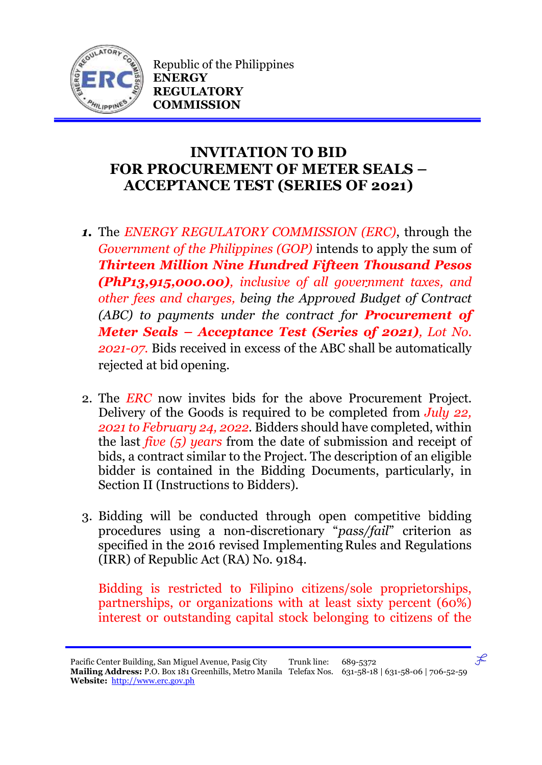Republic of the Philippines
**ENERGY REGULATORY COMMISSION**

# INVITATION TO BID FOR PROCUREMENT OF METER SEALS – ACCEPTANCE TEST (SERIES OF 2021)

1. The *ENERGY REGULATORY COMMISSION (ERC)*, through the *Government of the Philippines (GOP)* intends to apply the sum of ***Thirteen Million Nine Hundred Fifteen Thousand Pesos (PhP13,915,000.00)****, inclusive of all government taxes, and other fees and charges, being the Approved Budget of Contract (ABC) to payments under the contract for* ***Procurement of Meter Seals – Acceptance Test (Series of 2021)****, Lot No. 2021-07.* Bids received in excess of the ABC shall be automatically rejected at bid opening.

2. The *ERC* now invites bids for the above Procurement Project. Delivery of the Goods is required to be completed from *July 22, 2021 to February 24, 2022*. Bidders should have completed, within the last *five (5) years* from the date of submission and receipt of bids, a contract similar to the Project. The description of an eligible bidder is contained in the Bidding Documents, particularly, in Section II (Instructions to Bidders).

3. Bidding will be conducted through open competitive bidding procedures using a non-discretionary "*pass/fail*" criterion as specified in the 2016 revised Implementing Rules and Regulations (IRR) of Republic Act (RA) No. 9184.

   Bidding is restricted to Filipino citizens/sole proprietorships, partnerships, or organizations with at least sixty percent (60%) interest or outstanding capital stock belonging to citizens of the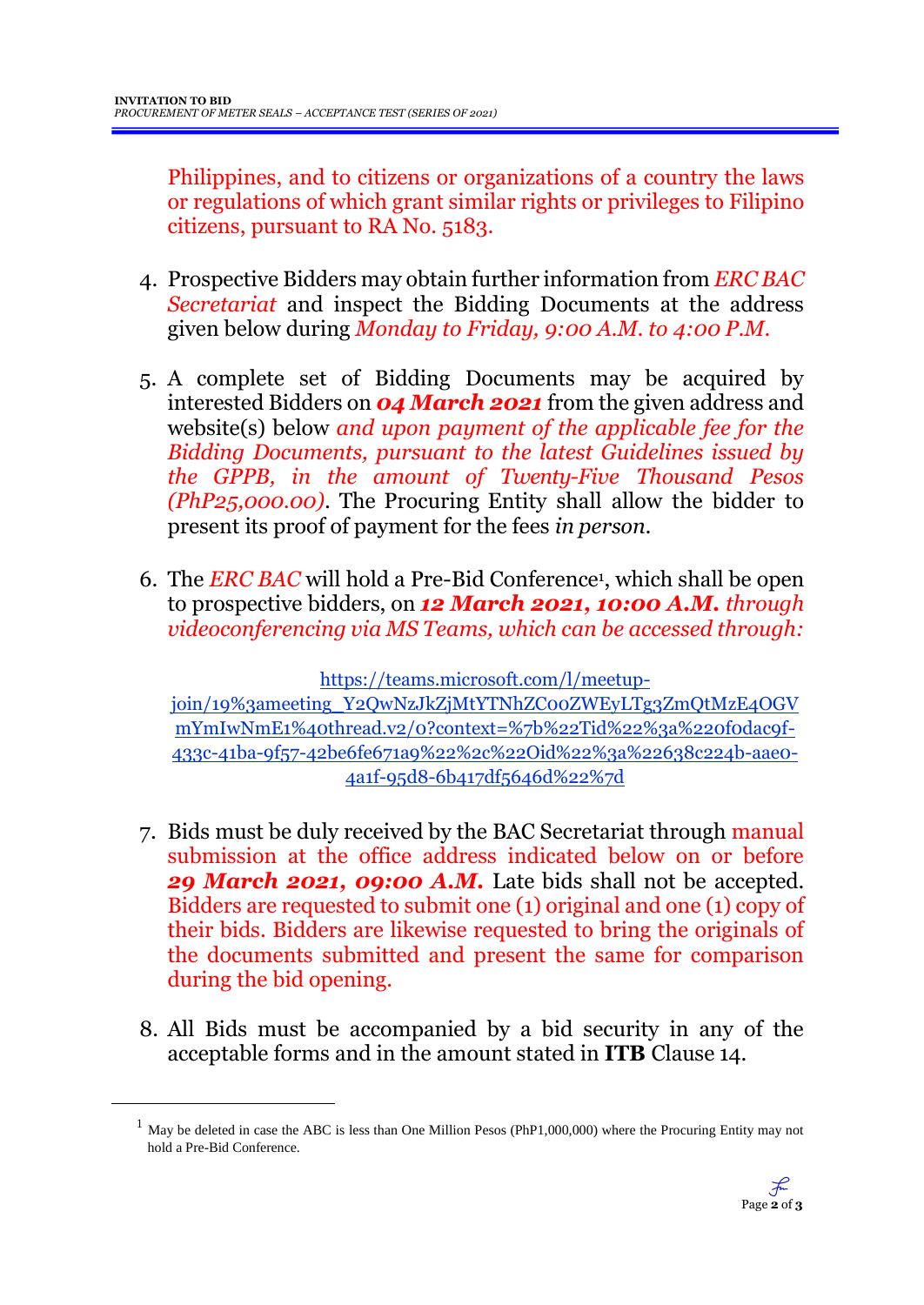Philippines, and to citizens or organizations of a country the laws or regulations of which grant similar rights or privileges to Filipino citizens, pursuant to RA No. 5183.

4. Prospective Bidders may obtain further information from *ERC BAC Secretariat* and inspect the Bidding Documents at the address given below during *Monday to Friday, 9:00 A.M. to 4:00 P.M.*

5. A complete set of Bidding Documents may be acquired by interested Bidders on ***04 March 2021*** from the given address and website(s) below *and upon payment of the applicable fee for the Bidding Documents, pursuant to the latest Guidelines issued by the GPPB, in the amount of Twenty-Five Thousand Pesos (PhP25,000.00)*. The Procuring Entity shall allow the bidder to present its proof of payment for the fees *in person*.

6. The *ERC BAC* will hold a Pre-Bid Conference[1], which shall be open to prospective bidders, on ***12 March 2021, 10:00 A.M.*** *through videoconferencing via MS Teams, which can be accessed through:*

   https://teams.microsoft.com/l/meetup-join/19%3ameeting_Y2QwNzJkZjMtYTNhZC00ZWEyLTg3ZmQtMzE4OGVmYmIwNmE1%40thread.v2/0?context=%7b%22Tid%22%3a%220f0dac9f-433c-41ba-9f57-42be6fe671a9%22%2c%22Oid%22%3a%22638c224b-aae0-4a1f-95d8-6b417df5646d%22%7d

7. Bids must be duly received by the BAC Secretariat through manual submission at the office address indicated below on or before ***29 March 2021, 09:00 A.M.*** Late bids shall not be accepted. Bidders are requested to submit one (1) original and one (1) copy of their bids. Bidders are likewise requested to bring the originals of the documents submitted and present the same for comparison during the bid opening.

8. All Bids must be accompanied by a bid security in any of the acceptable forms and in the amount stated in **ITB** Clause 14.

---

[1] May be deleted in case the ABC is less than One Million Pesos (PhP1,000,000) where the Procuring Entity may not hold a Pre-Bid Conference.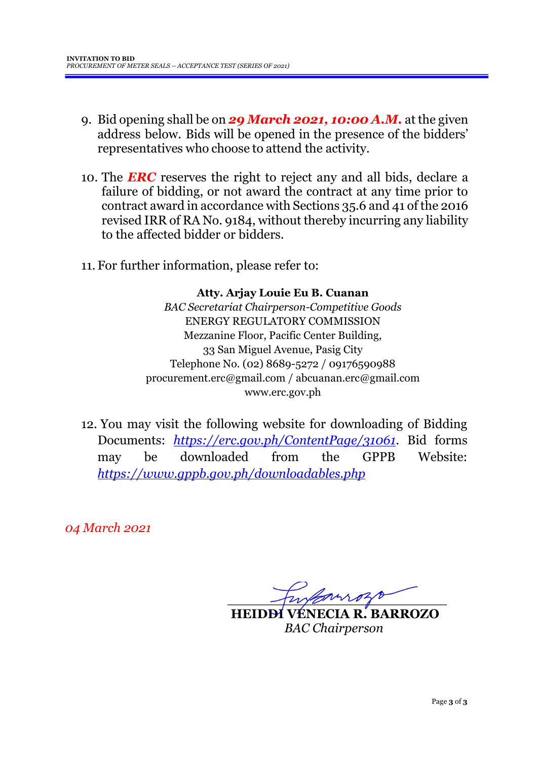9. Bid opening shall be on ***29 March 2021, 10:00 A.M.*** at the given address below. Bids will be opened in the presence of the bidders' representatives who choose to attend the activity.

10. The ***ERC*** reserves the right to reject any and all bids, declare a failure of bidding, or not award the contract at any time prior to contract award in accordance with Sections 35.6 and 41 of the 2016 revised IRR of RA No. 9184, without thereby incurring any liability to the affected bidder or bidders.

11. For further information, please refer to:

**Atty. Arjay Louie Eu B. Cuanan**
*BAC Secretariat Chairperson-Competitive Goods*
ENERGY REGULATORY COMMISSION
Mezzanine Floor, Pacific Center Building,
33 San Miguel Avenue, Pasig City
Telephone No. (02) 8689-5272 / 09176590988
procurement.erc@gmail.com / abcuanan.erc@gmail.com
www.erc.gov.ph

12. You may visit the following website for downloading of Bidding Documents: *https://erc.gov.ph/ContentPage/31061*. Bid forms may be downloaded from the GPPB Website: *https://www.gppb.gov.ph/downloadables.php*

*04 March 2021*

**HEIDDI VENECIA R. BARROZO**
*BAC Chairperson*